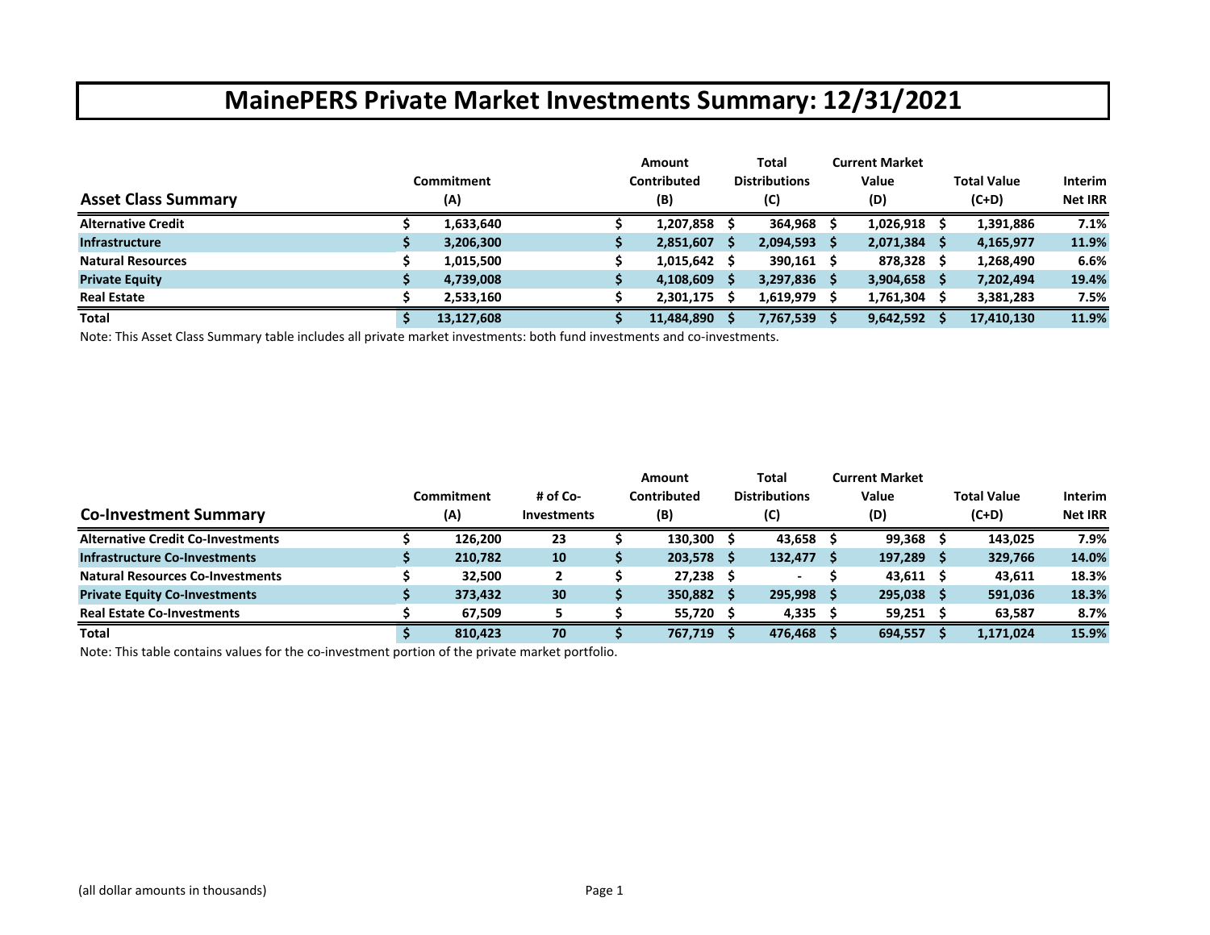# MainePERS Private Market Investments Summary: 12/31/2021

| Asset Class Summary | Commitment (A) | Amount Contributed (B) | Total Distributions (C) | Current Market Value (D) | Total Value (C+D) | Interim Net IRR |
|---|---|---|---|---|---|---|
| **Alternative Credit** | $ 1,633,640 | $ 1,207,858 | $ 364,968 | $ 1,026,918 | $ 1,391,886 | 7.1% |
| **Infrastructure** | $ 3,206,300 | $ 2,851,607 | $ 2,094,593 | $ 2,071,384 | $ 4,165,977 | 11.9% |
| **Natural Resources** | $ 1,015,500 | $ 1,015,642 | $ 390,161 | $ 878,328 | $ 1,268,490 | 6.6% |
| **Private Equity** | $ 4,739,008 | $ 4,108,609 | $ 3,297,836 | $ 3,904,658 | $ 7,202,494 | 19.4% |
| **Real Estate** | $ 2,533,160 | $ 2,301,175 | $ 1,619,979 | $ 1,761,304 | $ 3,381,283 | 7.5% |
| **Total** | $ 13,127,608 | $ 11,484,890 | $ 7,767,539 | $ 9,642,592 | $ 17,410,130 | 11.9% |

Note: This Asset Class Summary table includes all private market investments: both fund investments and co-investments.

| Co-Investment Summary | Commitment (A) | # of Co-Investments | Amount Contributed (B) | Total Distributions (C) | Current Market Value (D) | Total Value (C+D) | Interim Net IRR |
|---|---|---|---|---|---|---|---|
| **Alternative Credit Co-Investments** | $ 126,200 | 23 | $ 130,300 | $ 43,658 | $ 99,368 | $ 143,025 | 7.9% |
| **Infrastructure Co-Investments** | $ 210,782 | 10 | $ 203,578 | $ 132,477 | $ 197,289 | $ 329,766 | 14.0% |
| **Natural Resources Co-Investments** | $ 32,500 | 2 | $ 27,238 | $ - | $ 43,611 | $ 43,611 | 18.3% |
| **Private Equity Co-Investments** | $ 373,432 | 30 | $ 350,882 | $ 295,998 | $ 295,038 | $ 591,036 | 18.3% |
| **Real Estate Co-Investments** | $ 67,509 | 5 | $ 55,720 | $ 4,335 | $ 59,251 | $ 63,587 | 8.7% |
| **Total** | $ 810,423 | 70 | $ 767,719 | $ 476,468 | $ 694,557 | $ 1,171,024 | 15.9% |

Note: This table contains values for the co-investment portion of the private market portfolio.

(all dollar amounts in thousands)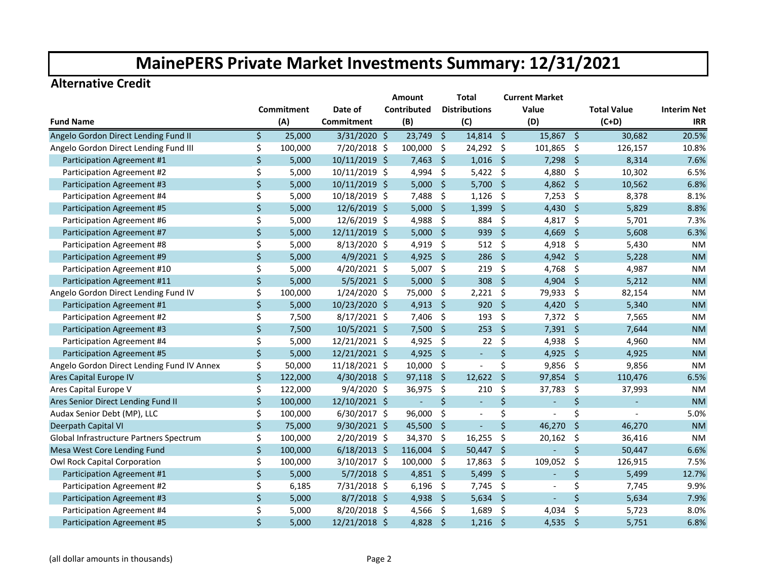# MainePERS Private Market Investments Summary: 12/31/2021

## Alternative Credit

| Fund Name | Commitment (A) | Date of Commitment | Amount Contributed (B) | Total Distributions (C) | Current Market Value (D) | Total Value (C+D) | Interim Net IRR |
|---|---|---|---|---|---|---|---|
| Angelo Gordon Direct Lending Fund II | $ 25,000 | 3/31/2020 | $ 23,749 | $ 14,814 | $ 15,867 | $ 30,682 | 20.5% |
| Angelo Gordon Direct Lending Fund III | $ 100,000 | 7/20/2018 | $ 100,000 | $ 24,292 | $ 101,865 | $ 126,157 | 10.8% |
| Participation Agreement #1 | $ 5,000 | 10/11/2019 | $ 7,463 | $ 1,016 | $ 7,298 | $ 8,314 | 7.6% |
| Participation Agreement #2 | $ 5,000 | 10/11/2019 | $ 4,994 | $ 5,422 | $ 4,880 | $ 10,302 | 6.5% |
| Participation Agreement #3 | $ 5,000 | 10/11/2019 | $ 5,000 | $ 5,700 | $ 4,862 | $ 10,562 | 6.8% |
| Participation Agreement #4 | $ 5,000 | 10/18/2019 | $ 7,488 | $ 1,126 | $ 7,253 | $ 8,378 | 8.1% |
| Participation Agreement #5 | $ 5,000 | 12/6/2019 | $ 5,000 | $ 1,399 | $ 4,430 | $ 5,829 | 8.8% |
| Participation Agreement #6 | $ 5,000 | 12/6/2019 | $ 4,988 | $ 884 | $ 4,817 | $ 5,701 | 7.3% |
| Participation Agreement #7 | $ 5,000 | 12/11/2019 | $ 5,000 | $ 939 | $ 4,669 | $ 5,608 | 6.3% |
| Participation Agreement #8 | $ 5,000 | 8/13/2020 | $ 4,919 | $ 512 | $ 4,918 | $ 5,430 | NM |
| Participation Agreement #9 | $ 5,000 | 4/9/2021 | $ 4,925 | $ 286 | $ 4,942 | $ 5,228 | NM |
| Participation Agreement #10 | $ 5,000 | 4/20/2021 | $ 5,007 | $ 219 | $ 4,768 | $ 4,987 | NM |
| Participation Agreement #11 | $ 5,000 | 5/5/2021 | $ 5,000 | $ 308 | $ 4,904 | $ 5,212 | NM |
| Angelo Gordon Direct Lending Fund IV | $ 100,000 | 1/24/2020 | $ 75,000 | $ 2,221 | $ 79,933 | $ 82,154 | NM |
| Participation Agreement #1 | $ 5,000 | 10/23/2020 | $ 4,913 | $ 920 | $ 4,420 | $ 5,340 | NM |
| Participation Agreement #2 | $ 7,500 | 8/17/2021 | $ 7,406 | $ 193 | $ 7,372 | $ 7,565 | NM |
| Participation Agreement #3 | $ 7,500 | 10/5/2021 | $ 7,500 | $ 253 | $ 7,391 | $ 7,644 | NM |
| Participation Agreement #4 | $ 5,000 | 12/21/2021 | $ 4,925 | $ 22 | $ 4,938 | $ 4,960 | NM |
| Participation Agreement #5 | $ 5,000 | 12/21/2021 | $ 4,925 | $ - | $ 4,925 | $ 4,925 | NM |
| Angelo Gordon Direct Lending Fund IV Annex | $ 50,000 | 11/18/2021 | $ 10,000 | $ - | $ 9,856 | $ 9,856 | NM |
| Ares Capital Europe IV | $ 122,000 | 4/30/2018 | $ 97,118 | $ 12,622 | $ 97,854 | $ 110,476 | 6.5% |
| Ares Capital Europe V | $ 122,000 | 9/4/2020 | $ 36,975 | $ 210 | $ 37,783 | $ 37,993 | NM |
| Ares Senior Direct Lending Fund II | $ 100,000 | 12/10/2021 | $ - | $ - | $ - | $ - | NM |
| Audax Senior Debt (MP), LLC | $ 100,000 | 6/30/2017 | $ 96,000 | $ - | $ - | $ - | 5.0% |
| Deerpath Capital VI | $ 75,000 | 9/30/2021 | $ 45,500 | $ - | $ 46,270 | $ 46,270 | NM |
| Global Infrastructure Partners Spectrum | $ 100,000 | 2/20/2019 | $ 34,370 | $ 16,255 | $ 20,162 | $ 36,416 | NM |
| Mesa West Core Lending Fund | $ 100,000 | 6/18/2013 | $ 116,004 | $ 50,447 | $ - | $ 50,447 | 6.6% |
| Owl Rock Capital Corporation | $ 100,000 | 3/10/2017 | $ 100,000 | $ 17,863 | $ 109,052 | $ 126,915 | 7.5% |
| Participation Agreement #1 | $ 5,000 | 5/7/2018 | $ 4,851 | $ 5,499 | $ - | $ 5,499 | 12.7% |
| Participation Agreement #2 | $ 6,185 | 7/31/2018 | $ 6,196 | $ 7,745 | $ - | $ 7,745 | 9.9% |
| Participation Agreement #3 | $ 5,000 | 8/7/2018 | $ 4,938 | $ 5,634 | $ - | $ 5,634 | 7.9% |
| Participation Agreement #4 | $ 5,000 | 8/20/2018 | $ 4,566 | $ 1,689 | $ 4,034 | $ 5,723 | 8.0% |
| Participation Agreement #5 | $ 5,000 | 12/21/2018 | $ 4,828 | $ 1,216 | $ 4,535 | $ 5,751 | 6.8% |

(all dollar amounts in thousands)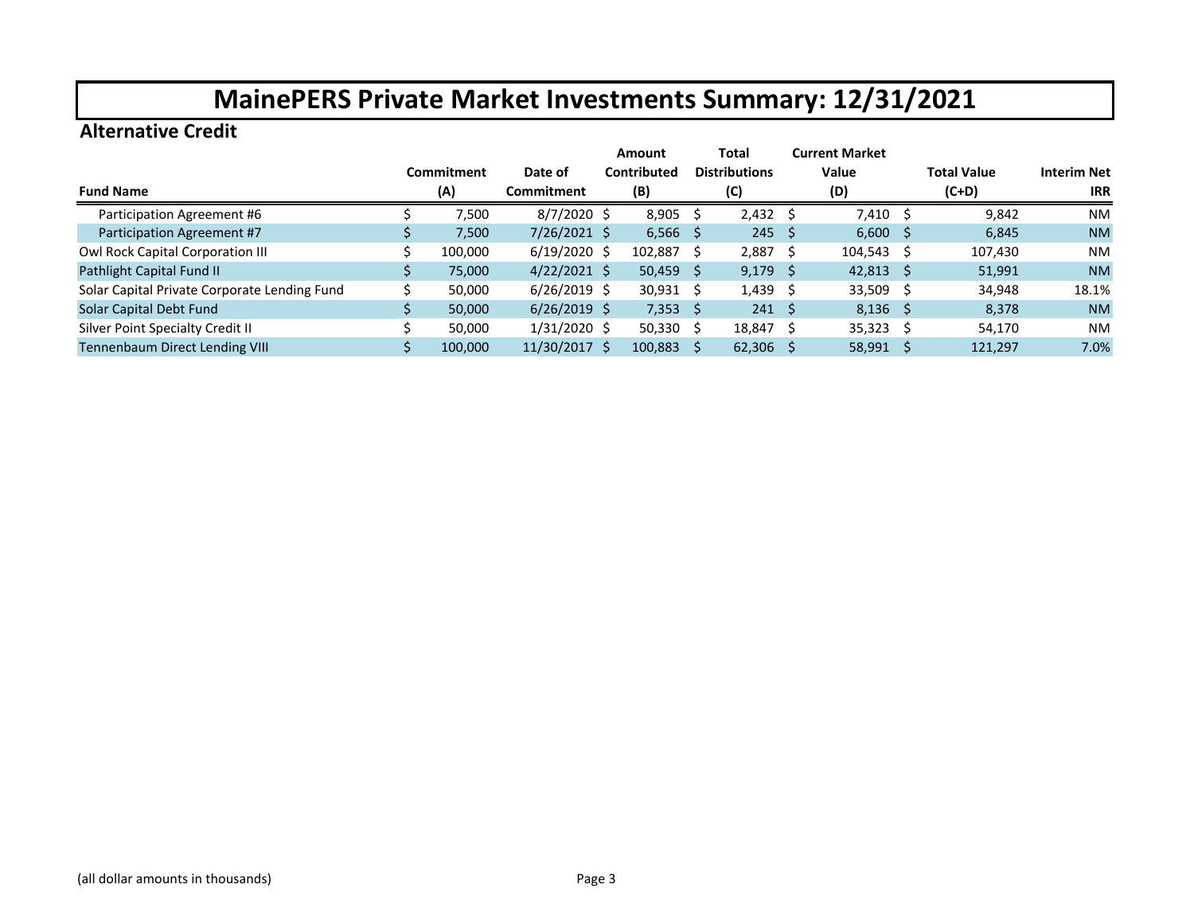# MainePERS Private Market Investments Summary: 12/31/2021

## Alternative Credit

| Fund Name | Commitment (A) | Date of Commitment | Amount Contributed (B) | Total Distributions (C) | Current Market Value (D) | Total Value (C+D) | Interim Net IRR |
|---|---|---|---|---|---|---|---|
| Participation Agreement #6 | $ 7,500 | 8/7/2020 | $ 8,905 | $ 2,432 | $ 7,410 | $ 9,842 | NM |
| Participation Agreement #7 | $ 7,500 | 7/26/2021 | $ 6,566 | $ 245 | $ 6,600 | $ 6,845 | NM |
| Owl Rock Capital Corporation III | $ 100,000 | 6/19/2020 | $ 102,887 | $ 2,887 | $ 104,543 | $ 107,430 | NM |
| Pathlight Capital Fund II | $ 75,000 | 4/22/2021 | $ 50,459 | $ 9,179 | $ 42,813 | $ 51,991 | NM |
| Solar Capital Private Corporate Lending Fund | $ 50,000 | 6/26/2019 | $ 30,931 | $ 1,439 | $ 33,509 | $ 34,948 | 18.1% |
| Solar Capital Debt Fund | $ 50,000 | 6/26/2019 | $ 7,353 | $ 241 | $ 8,136 | $ 8,378 | NM |
| Silver Point Specialty Credit II | $ 50,000 | 1/31/2020 | $ 50,330 | $ 18,847 | $ 35,323 | $ 54,170 | NM |
| Tennenbaum Direct Lending VIII | $ 100,000 | 11/30/2017 | $ 100,883 | $ 62,306 | $ 58,991 | $ 121,297 | 7.0% |

(all dollar amounts in thousands)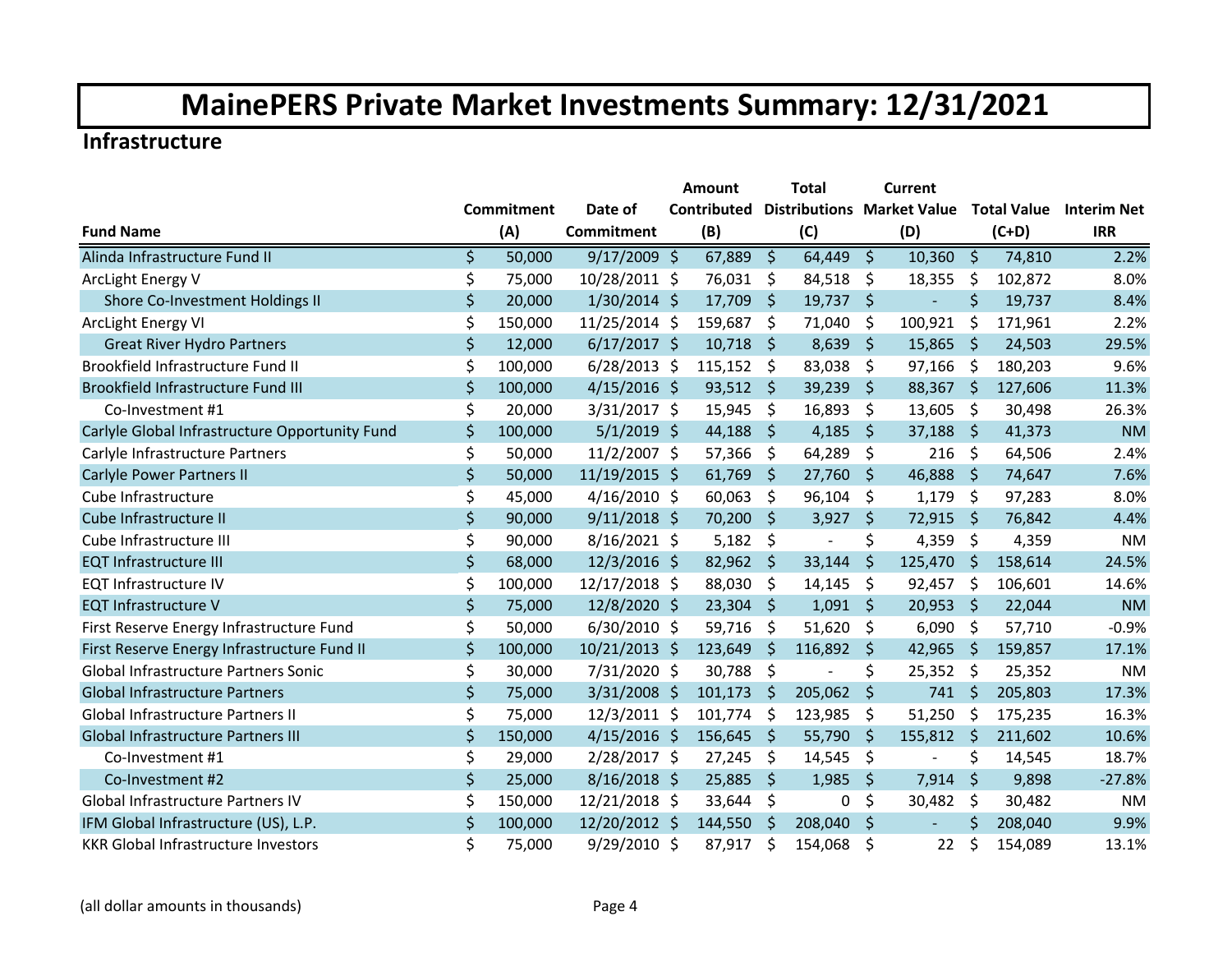# MainePERS Private Market Investments Summary: 12/31/2021

## Infrastructure

| Fund Name | Commitment (A) | Date of Commitment | Amount Contributed (B) | Total Distributions (C) | Current Market Value (D) | Total Value (C+D) | Interim Net IRR |
|---|---|---|---|---|---|---|---|
| Alinda Infrastructure Fund II | $ 50,000 | 9/17/2009 | $ 67,889 | $ 64,449 | $ 10,360 | $ 74,810 | 2.2% |
| ArcLight Energy V | $ 75,000 | 10/28/2011 | $ 76,031 | $ 84,518 | $ 18,355 | $ 102,872 | 8.0% |
| Shore Co-Investment Holdings II | $ 20,000 | 1/30/2014 | $ 17,709 | $ 19,737 | $ - | $ 19,737 | 8.4% |
| ArcLight Energy VI | $ 150,000 | 11/25/2014 | $ 159,687 | $ 71,040 | $ 100,921 | $ 171,961 | 2.2% |
| Great River Hydro Partners | $ 12,000 | 6/17/2017 | $ 10,718 | $ 8,639 | $ 15,865 | $ 24,503 | 29.5% |
| Brookfield Infrastructure Fund II | $ 100,000 | 6/28/2013 | $ 115,152 | $ 83,038 | $ 97,166 | $ 180,203 | 9.6% |
| Brookfield Infrastructure Fund III | $ 100,000 | 4/15/2016 | $ 93,512 | $ 39,239 | $ 88,367 | $ 127,606 | 11.3% |
| Co-Investment #1 | $ 20,000 | 3/31/2017 | $ 15,945 | $ 16,893 | $ 13,605 | $ 30,498 | 26.3% |
| Carlyle Global Infrastructure Opportunity Fund | $ 100,000 | 5/1/2019 | $ 44,188 | $ 4,185 | $ 37,188 | $ 41,373 | NM |
| Carlyle Infrastructure Partners | $ 50,000 | 11/2/2007 | $ 57,366 | $ 64,289 | $ 216 | $ 64,506 | 2.4% |
| Carlyle Power Partners II | $ 50,000 | 11/19/2015 | $ 61,769 | $ 27,760 | $ 46,888 | $ 74,647 | 7.6% |
| Cube Infrastructure | $ 45,000 | 4/16/2010 | $ 60,063 | $ 96,104 | $ 1,179 | $ 97,283 | 8.0% |
| Cube Infrastructure II | $ 90,000 | 9/11/2018 | $ 70,200 | $ 3,927 | $ 72,915 | $ 76,842 | 4.4% |
| Cube Infrastructure III | $ 90,000 | 8/16/2021 | $ 5,182 | $ - | $ 4,359 | $ 4,359 | NM |
| EQT Infrastructure III | $ 68,000 | 12/3/2016 | $ 82,962 | $ 33,144 | $ 125,470 | $ 158,614 | 24.5% |
| EQT Infrastructure IV | $ 100,000 | 12/17/2018 | $ 88,030 | $ 14,145 | $ 92,457 | $ 106,601 | 14.6% |
| EQT Infrastructure V | $ 75,000 | 12/8/2020 | $ 23,304 | $ 1,091 | $ 20,953 | $ 22,044 | NM |
| First Reserve Energy Infrastructure Fund | $ 50,000 | 6/30/2010 | $ 59,716 | $ 51,620 | $ 6,090 | $ 57,710 | -0.9% |
| First Reserve Energy Infrastructure Fund II | $ 100,000 | 10/21/2013 | $ 123,649 | $ 116,892 | $ 42,965 | $ 159,857 | 17.1% |
| Global Infrastructure Partners Sonic | $ 30,000 | 7/31/2020 | $ 30,788 | $ - | $ 25,352 | $ 25,352 | NM |
| Global Infrastructure Partners | $ 75,000 | 3/31/2008 | $ 101,173 | $ 205,062 | $ 741 | $ 205,803 | 17.3% |
| Global Infrastructure Partners II | $ 75,000 | 12/3/2011 | $ 101,774 | $ 123,985 | $ 51,250 | $ 175,235 | 16.3% |
| Global Infrastructure Partners III | $ 150,000 | 4/15/2016 | $ 156,645 | $ 55,790 | $ 155,812 | $ 211,602 | 10.6% |
| Co-Investment #1 | $ 29,000 | 2/28/2017 | $ 27,245 | $ 14,545 | $ - | $ 14,545 | 18.7% |
| Co-Investment #2 | $ 25,000 | 8/16/2018 | $ 25,885 | $ 1,985 | $ 7,914 | $ 9,898 | -27.8% |
| Global Infrastructure Partners IV | $ 150,000 | 12/21/2018 | $ 33,644 | $ 0 | $ 30,482 | $ 30,482 | NM |
| IFM Global Infrastructure (US), L.P. | $ 100,000 | 12/20/2012 | $ 144,550 | $ 208,040 | $ - | $ 208,040 | 9.9% |
| KKR Global Infrastructure Investors | $ 75,000 | 9/29/2010 | $ 87,917 | $ 154,068 | $ 22 | $ 154,089 | 13.1% |

(all dollar amounts in thousands)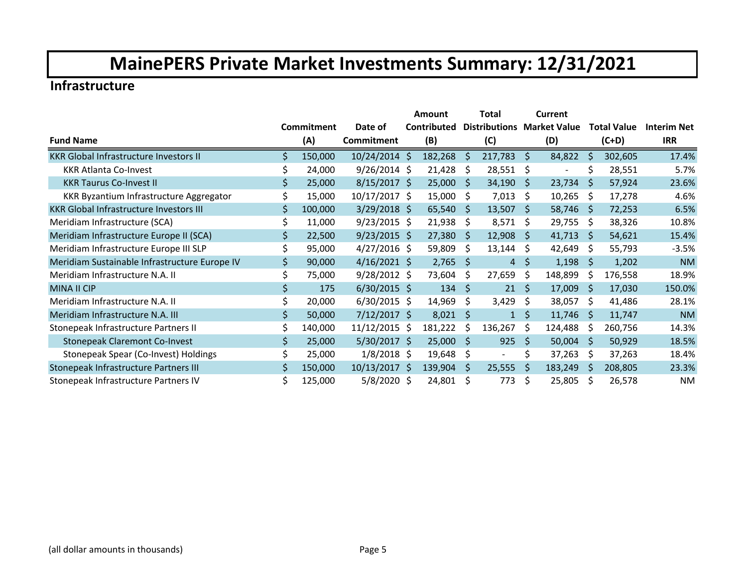# MainePERS Private Market Investments Summary: 12/31/2021

## Infrastructure

| Fund Name | Commitment (A) | Date of Commitment | Amount Contributed (B) | Total Distributions (C) | Current Market Value (D) | Total Value (C+D) | Interim Net IRR |
|---|---|---|---|---|---|---|---|
| KKR Global Infrastructure Investors II | $ 150,000 | 10/24/2014 | $ 182,268 | $ 217,783 | $ 84,822 | $ 302,605 | 17.4% |
| KKR Atlanta Co-Invest | $ 24,000 | 9/26/2014 | $ 21,428 | $ 28,551 | $ - | $ 28,551 | 5.7% |
| KKR Taurus Co-Invest II | $ 25,000 | 8/15/2017 | $ 25,000 | $ 34,190 | $ 23,734 | $ 57,924 | 23.6% |
| KKR Byzantium Infrastructure Aggregator | $ 15,000 | 10/17/2017 | $ 15,000 | $ 7,013 | $ 10,265 | $ 17,278 | 4.6% |
| KKR Global Infrastructure Investors III | $ 100,000 | 3/29/2018 | $ 65,540 | $ 13,507 | $ 58,746 | $ 72,253 | 6.5% |
| Meridiam Infrastructure (SCA) | $ 11,000 | 9/23/2015 | $ 21,938 | $ 8,571 | $ 29,755 | $ 38,326 | 10.8% |
| Meridiam Infrastructure Europe II (SCA) | $ 22,500 | 9/23/2015 | $ 27,380 | $ 12,908 | $ 41,713 | $ 54,621 | 15.4% |
| Meridiam Infrastructure Europe III SLP | $ 95,000 | 4/27/2016 | $ 59,809 | $ 13,144 | $ 42,649 | $ 55,793 | -3.5% |
| Meridiam Sustainable Infrastructure Europe IV | $ 90,000 | 4/16/2021 | $ 2,765 | $ 4 | $ 1,198 | $ 1,202 | NM |
| Meridiam Infrastructure N.A. II | $ 75,000 | 9/28/2012 | $ 73,604 | $ 27,659 | $ 148,899 | $ 176,558 | 18.9% |
| MINA II CIP | $ 175 | 6/30/2015 | $ 134 | $ 21 | $ 17,009 | $ 17,030 | 150.0% |
| Meridiam Infrastructure N.A. II | $ 20,000 | 6/30/2015 | $ 14,969 | $ 3,429 | $ 38,057 | $ 41,486 | 28.1% |
| Meridiam Infrastructure N.A. III | $ 50,000 | 7/12/2017 | $ 8,021 | $ 1 | $ 11,746 | $ 11,747 | NM |
| Stonepeak Infrastructure Partners II | $ 140,000 | 11/12/2015 | $ 181,222 | $ 136,267 | $ 124,488 | $ 260,756 | 14.3% |
| Stonepeak Claremont Co-Invest | $ 25,000 | 5/30/2017 | $ 25,000 | $ 925 | $ 50,004 | $ 50,929 | 18.5% |
| Stonepeak Spear (Co-Invest) Holdings | $ 25,000 | 1/8/2018 | $ 19,648 | $ - | $ 37,263 | $ 37,263 | 18.4% |
| Stonepeak Infrastructure Partners III | $ 150,000 | 10/13/2017 | $ 139,904 | $ 25,555 | $ 183,249 | $ 208,805 | 23.3% |
| Stonepeak Infrastructure Partners IV | $ 125,000 | 5/8/2020 | $ 24,801 | $ 773 | $ 25,805 | $ 26,578 | NM |

(all dollar amounts in thousands)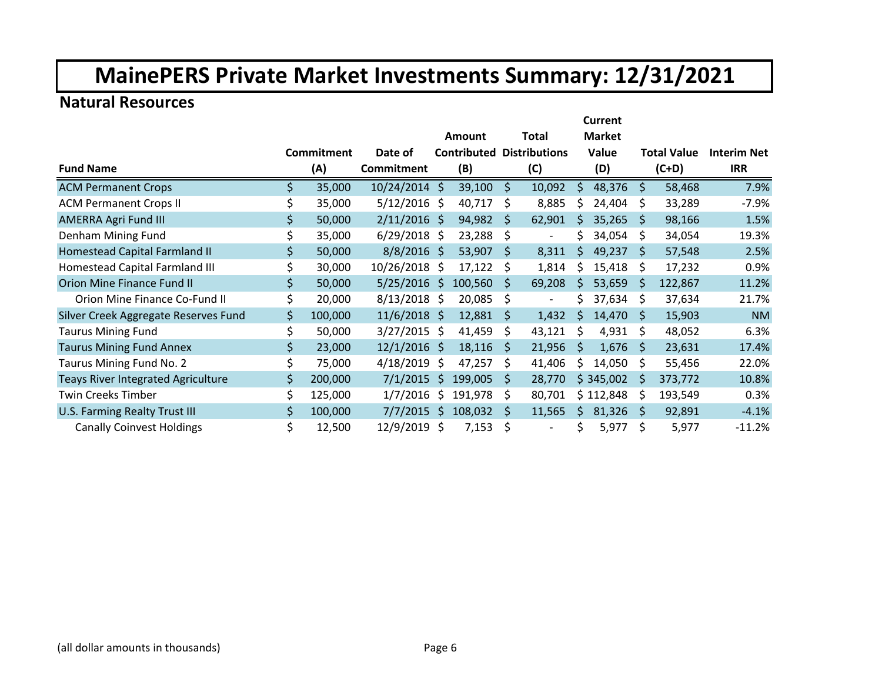# MainePERS Private Market Investments Summary: 12/31/2021

## Natural Resources

| Fund Name | Commitment (A) | Date of Commitment | Amount Contributed (B) | Total Distributions (C) | Current Market Value (D) | Total Value (C+D) | Interim Net IRR |
|---|---|---|---|---|---|---|---|
| ACM Permanent Crops | $ 35,000 | 10/24/2014 | $ 39,100 | $ 10,092 | $ 48,376 | $ 58,468 | 7.9% |
| ACM Permanent Crops II | $ 35,000 | 5/12/2016 | $ 40,717 | $ 8,885 | $ 24,404 | $ 33,289 | -7.9% |
| AMERRA Agri Fund III | $ 50,000 | 2/11/2016 | $ 94,982 | $ 62,901 | $ 35,265 | $ 98,166 | 1.5% |
| Denham Mining Fund | $ 35,000 | 6/29/2018 | $ 23,288 | $ - | $ 34,054 | $ 34,054 | 19.3% |
| Homestead Capital Farmland II | $ 50,000 | 8/8/2016 | $ 53,907 | $ 8,311 | $ 49,237 | $ 57,548 | 2.5% |
| Homestead Capital Farmland III | $ 30,000 | 10/26/2018 | $ 17,122 | $ 1,814 | $ 15,418 | $ 17,232 | 0.9% |
| Orion Mine Finance Fund II | $ 50,000 | 5/25/2016 | $ 100,560 | $ 69,208 | $ 53,659 | $ 122,867 | 11.2% |
| Orion Mine Finance Co-Fund II | $ 20,000 | 8/13/2018 | $ 20,085 | $ - | $ 37,634 | $ 37,634 | 21.7% |
| Silver Creek Aggregate Reserves Fund | $ 100,000 | 11/6/2018 | $ 12,881 | $ 1,432 | $ 14,470 | $ 15,903 | NM |
| Taurus Mining Fund | $ 50,000 | 3/27/2015 | $ 41,459 | $ 43,121 | $ 4,931 | $ 48,052 | 6.3% |
| Taurus Mining Fund Annex | $ 23,000 | 12/1/2016 | $ 18,116 | $ 21,956 | $ 1,676 | $ 23,631 | 17.4% |
| Taurus Mining Fund No. 2 | $ 75,000 | 4/18/2019 | $ 47,257 | $ 41,406 | $ 14,050 | $ 55,456 | 22.0% |
| Teays River Integrated Agriculture | $ 200,000 | 7/1/2015 | $ 199,005 | $ 28,770 | $ 345,002 | $ 373,772 | 10.8% |
| Twin Creeks Timber | $ 125,000 | 1/7/2016 | $ 191,978 | $ 80,701 | $ 112,848 | $ 193,549 | 0.3% |
| U.S. Farming Realty Trust III | $ 100,000 | 7/7/2015 | $ 108,032 | $ 11,565 | $ 81,326 | $ 92,891 | -4.1% |
| Canally Coinvest Holdings | $ 12,500 | 12/9/2019 | $ 7,153 | $ - | $ 5,977 | $ 5,977 | -11.2% |

(all dollar amounts in thousands)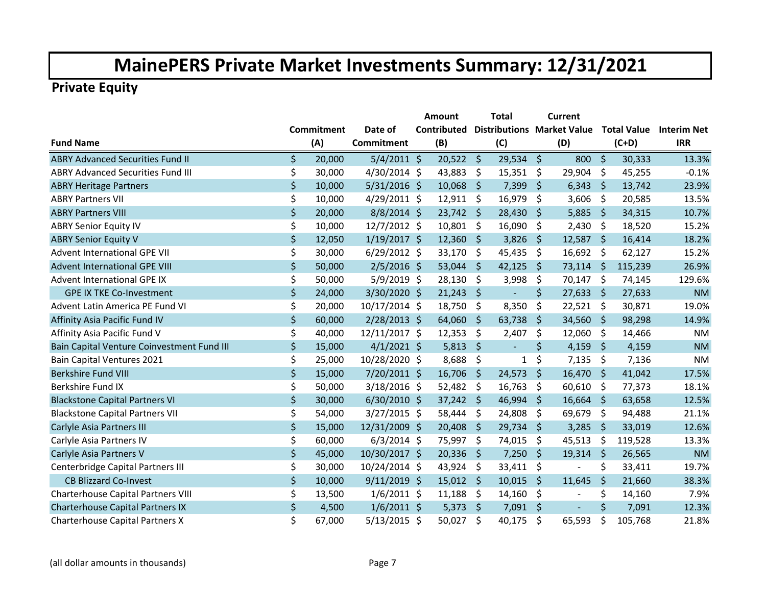# MainePERS Private Market Investments Summary: 12/31/2021

## Private Equity

| Fund Name | Commitment (A) | Date of Commitment | Amount Contributed (B) | Total Distributions (C) | Current Market Value (D) | Total Value (C+D) | Interim Net IRR |
|---|---|---|---|---|---|---|---|
| ABRY Advanced Securities Fund II | $ 20,000 | 5/4/2011 | $ 20,522 | $ 29,534 | $ 800 | $ 30,333 | 13.3% |
| ABRY Advanced Securities Fund III | $ 30,000 | 4/30/2014 | $ 43,883 | $ 15,351 | $ 29,904 | $ 45,255 | -0.1% |
| ABRY Heritage Partners | $ 10,000 | 5/31/2016 | $ 10,068 | $ 7,399 | $ 6,343 | $ 13,742 | 23.9% |
| ABRY Partners VII | $ 10,000 | 4/29/2011 | $ 12,911 | $ 16,979 | $ 3,606 | $ 20,585 | 13.5% |
| ABRY Partners VIII | $ 20,000 | 8/8/2014 | $ 23,742 | $ 28,430 | $ 5,885 | $ 34,315 | 10.7% |
| ABRY Senior Equity IV | $ 10,000 | 12/7/2012 | $ 10,801 | $ 16,090 | $ 2,430 | $ 18,520 | 15.2% |
| ABRY Senior Equity V | $ 12,050 | 1/19/2017 | $ 12,360 | $ 3,826 | $ 12,587 | $ 16,414 | 18.2% |
| Advent International GPE VII | $ 30,000 | 6/29/2012 | $ 33,170 | $ 45,435 | $ 16,692 | $ 62,127 | 15.2% |
| Advent International GPE VIII | $ 50,000 | 2/5/2016 | $ 53,044 | $ 42,125 | $ 73,114 | $ 115,239 | 26.9% |
| Advent International GPE IX | $ 50,000 | 5/9/2019 | $ 28,130 | $ 3,998 | $ 70,147 | $ 74,145 | 129.6% |
| GPE IX TKE Co-Investment | $ 24,000 | 3/30/2020 | $ 21,243 | $ - | $ 27,633 | $ 27,633 | NM |
| Advent Latin America PE Fund VI | $ 20,000 | 10/17/2014 | $ 18,750 | $ 8,350 | $ 22,521 | $ 30,871 | 19.0% |
| Affinity Asia Pacific Fund IV | $ 60,000 | 2/28/2013 | $ 64,060 | $ 63,738 | $ 34,560 | $ 98,298 | 14.9% |
| Affinity Asia Pacific Fund V | $ 40,000 | 12/11/2017 | $ 12,353 | $ 2,407 | $ 12,060 | $ 14,466 | NM |
| Bain Capital Venture Coinvestment Fund III | $ 15,000 | 4/1/2021 | $ 5,813 | $ - | $ 4,159 | $ 4,159 | NM |
| Bain Capital Ventures 2021 | $ 25,000 | 10/28/2020 | $ 8,688 | $ 1 | $ 7,135 | $ 7,136 | NM |
| Berkshire Fund VIII | $ 15,000 | 7/20/2011 | $ 16,706 | $ 24,573 | $ 16,470 | $ 41,042 | 17.5% |
| Berkshire Fund IX | $ 50,000 | 3/18/2016 | $ 52,482 | $ 16,763 | $ 60,610 | $ 77,373 | 18.1% |
| Blackstone Capital Partners VI | $ 30,000 | 6/30/2010 | $ 37,242 | $ 46,994 | $ 16,664 | $ 63,658 | 12.5% |
| Blackstone Capital Partners VII | $ 54,000 | 3/27/2015 | $ 58,444 | $ 24,808 | $ 69,679 | $ 94,488 | 21.1% |
| Carlyle Asia Partners III | $ 15,000 | 12/31/2009 | $ 20,408 | $ 29,734 | $ 3,285 | $ 33,019 | 12.6% |
| Carlyle Asia Partners IV | $ 60,000 | 6/3/2014 | $ 75,997 | $ 74,015 | $ 45,513 | $ 119,528 | 13.3% |
| Carlyle Asia Partners V | $ 45,000 | 10/30/2017 | $ 20,336 | $ 7,250 | $ 19,314 | $ 26,565 | NM |
| Centerbridge Capital Partners III | $ 30,000 | 10/24/2014 | $ 43,924 | $ 33,411 | $ - | $ 33,411 | 19.7% |
| CB Blizzard Co-Invest | $ 10,000 | 9/11/2019 | $ 15,012 | $ 10,015 | $ 11,645 | $ 21,660 | 38.3% |
| Charterhouse Capital Partners VIII | $ 13,500 | 1/6/2011 | $ 11,188 | $ 14,160 | $ - | $ 14,160 | 7.9% |
| Charterhouse Capital Partners IX | $ 4,500 | 1/6/2011 | $ 5,373 | $ 7,091 | $ - | $ 7,091 | 12.3% |
| Charterhouse Capital Partners X | $ 67,000 | 5/13/2015 | $ 50,027 | $ 40,175 | $ 65,593 | $ 105,768 | 21.8% |

(all dollar amounts in thousands)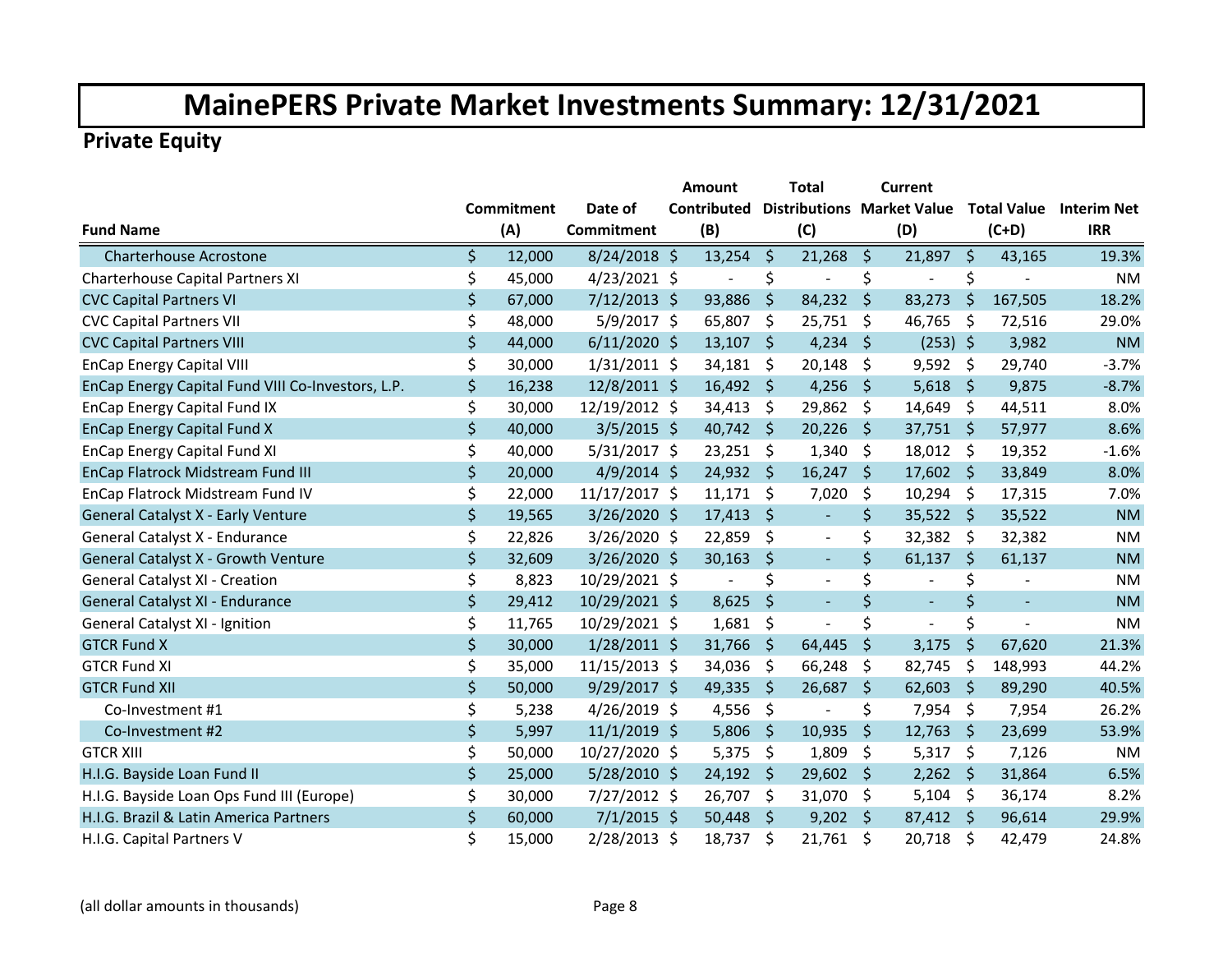# MainePERS Private Market Investments Summary: 12/31/2021

## Private Equity

| Fund Name | Commitment (A) | Date of Commitment | Amount Contributed (B) | Total Distributions (C) | Current Market Value (D) | Total Value (C+D) | Interim Net IRR |
|---|---|---|---|---|---|---|---|
| Charterhouse Acrostone | $ 12,000 | 8/24/2018 | $ 13,254 | $ 21,268 | $ 21,897 | $ 43,165 | 19.3% |
| Charterhouse Capital Partners XI | $ 45,000 | 4/23/2021 | $ - | $ - | $ - | $ - | NM |
| CVC Capital Partners VI | $ 67,000 | 7/12/2013 | $ 93,886 | $ 84,232 | $ 83,273 | $ 167,505 | 18.2% |
| CVC Capital Partners VII | $ 48,000 | 5/9/2017 | $ 65,807 | $ 25,751 | $ 46,765 | $ 72,516 | 29.0% |
| CVC Capital Partners VIII | $ 44,000 | 6/11/2020 | $ 13,107 | $ 4,234 | $ (253) | $ 3,982 | NM |
| EnCap Energy Capital VIII | $ 30,000 | 1/31/2011 | $ 34,181 | $ 20,148 | $ 9,592 | $ 29,740 | -3.7% |
| EnCap Energy Capital Fund VIII Co-Investors, L.P. | $ 16,238 | 12/8/2011 | $ 16,492 | $ 4,256 | $ 5,618 | $ 9,875 | -8.7% |
| EnCap Energy Capital Fund IX | $ 30,000 | 12/19/2012 | $ 34,413 | $ 29,862 | $ 14,649 | $ 44,511 | 8.0% |
| EnCap Energy Capital Fund X | $ 40,000 | 3/5/2015 | $ 40,742 | $ 20,226 | $ 37,751 | $ 57,977 | 8.6% |
| EnCap Energy Capital Fund XI | $ 40,000 | 5/31/2017 | $ 23,251 | $ 1,340 | $ 18,012 | $ 19,352 | -1.6% |
| EnCap Flatrock Midstream Fund III | $ 20,000 | 4/9/2014 | $ 24,932 | $ 16,247 | $ 17,602 | $ 33,849 | 8.0% |
| EnCap Flatrock Midstream Fund IV | $ 22,000 | 11/17/2017 | $ 11,171 | $ 7,020 | $ 10,294 | $ 17,315 | 7.0% |
| General Catalyst X - Early Venture | $ 19,565 | 3/26/2020 | $ 17,413 | $ - | $ 35,522 | $ 35,522 | NM |
| General Catalyst X - Endurance | $ 22,826 | 3/26/2020 | $ 22,859 | $ - | $ 32,382 | $ 32,382 | NM |
| General Catalyst X - Growth Venture | $ 32,609 | 3/26/2020 | $ 30,163 | $ - | $ 61,137 | $ 61,137 | NM |
| General Catalyst XI - Creation | $ 8,823 | 10/29/2021 | $ - | $ - | $ - | $ - | NM |
| General Catalyst XI - Endurance | $ 29,412 | 10/29/2021 | $ 8,625 | $ - | $ - | $ - | NM |
| General Catalyst XI - Ignition | $ 11,765 | 10/29/2021 | $ 1,681 | $ - | $ - | $ - | NM |
| GTCR Fund X | $ 30,000 | 1/28/2011 | $ 31,766 | $ 64,445 | $ 3,175 | $ 67,620 | 21.3% |
| GTCR Fund XI | $ 35,000 | 11/15/2013 | $ 34,036 | $ 66,248 | $ 82,745 | $ 148,993 | 44.2% |
| GTCR Fund XII | $ 50,000 | 9/29/2017 | $ 49,335 | $ 26,687 | $ 62,603 | $ 89,290 | 40.5% |
| Co-Investment #1 | $ 5,238 | 4/26/2019 | $ 4,556 | $ - | $ 7,954 | $ 7,954 | 26.2% |
| Co-Investment #2 | $ 5,997 | 11/1/2019 | $ 5,806 | $ 10,935 | $ 12,763 | $ 23,699 | 53.9% |
| GTCR XIII | $ 50,000 | 10/27/2020 | $ 5,375 | $ 1,809 | $ 5,317 | $ 7,126 | NM |
| H.I.G. Bayside Loan Fund II | $ 25,000 | 5/28/2010 | $ 24,192 | $ 29,602 | $ 2,262 | $ 31,864 | 6.5% |
| H.I.G. Bayside Loan Ops Fund III (Europe) | $ 30,000 | 7/27/2012 | $ 26,707 | $ 31,070 | $ 5,104 | $ 36,174 | 8.2% |
| H.I.G. Brazil & Latin America Partners | $ 60,000 | 7/1/2015 | $ 50,448 | $ 9,202 | $ 87,412 | $ 96,614 | 29.9% |
| H.I.G. Capital Partners V | $ 15,000 | 2/28/2013 | $ 18,737 | $ 21,761 | $ 20,718 | $ 42,479 | 24.8% |

(all dollar amounts in thousands)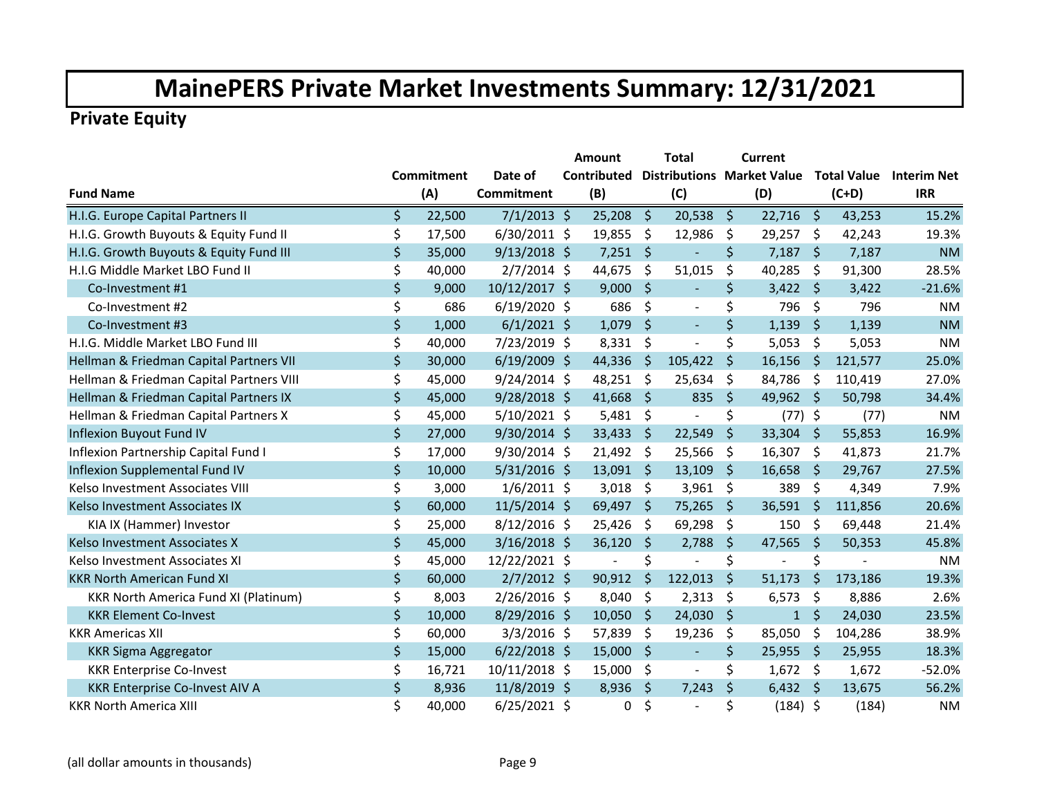# MainePERS Private Market Investments Summary: 12/31/2021

## Private Equity

| Fund Name | Commitment (A) | Date of Commitment | Amount Contributed (B) | Total Distributions (C) | Current Market Value (D) | Total Value (C+D) | Interim Net IRR |
|---|---|---|---|---|---|---|---|
| H.I.G. Europe Capital Partners II | $ 22,500 | 7/1/2013 | $ 25,208 | $ 20,538 | $ 22,716 | $ 43,253 | 15.2% |
| H.I.G. Growth Buyouts & Equity Fund II | $ 17,500 | 6/30/2011 | $ 19,855 | $ 12,986 | $ 29,257 | $ 42,243 | 19.3% |
| H.I.G. Growth Buyouts & Equity Fund III | $ 35,000 | 9/13/2018 | $ 7,251 | $ - | $ 7,187 | $ 7,187 | NM |
| H.I.G Middle Market LBO Fund II | $ 40,000 | 2/7/2014 | $ 44,675 | $ 51,015 | $ 40,285 | $ 91,300 | 28.5% |
| Co-Investment #1 | $ 9,000 | 10/12/2017 | $ 9,000 | $ - | $ 3,422 | $ 3,422 | -21.6% |
| Co-Investment #2 | $ 686 | 6/19/2020 | $ 686 | $ - | $ 796 | $ 796 | NM |
| Co-Investment #3 | $ 1,000 | 6/1/2021 | $ 1,079 | $ - | $ 1,139 | $ 1,139 | NM |
| H.I.G. Middle Market LBO Fund III | $ 40,000 | 7/23/2019 | $ 8,331 | $ - | $ 5,053 | $ 5,053 | NM |
| Hellman & Friedman Capital Partners VII | $ 30,000 | 6/19/2009 | $ 44,336 | $ 105,422 | $ 16,156 | $ 121,577 | 25.0% |
| Hellman & Friedman Capital Partners VIII | $ 45,000 | 9/24/2014 | $ 48,251 | $ 25,634 | $ 84,786 | $ 110,419 | 27.0% |
| Hellman & Friedman Capital Partners IX | $ 45,000 | 9/28/2018 | $ 41,668 | $ 835 | $ 49,962 | $ 50,798 | 34.4% |
| Hellman & Friedman Capital Partners X | $ 45,000 | 5/10/2021 | $ 5,481 | $ - | $ (77) | $ (77) | NM |
| Inflexion Buyout Fund IV | $ 27,000 | 9/30/2014 | $ 33,433 | $ 22,549 | $ 33,304 | $ 55,853 | 16.9% |
| Inflexion Partnership Capital Fund I | $ 17,000 | 9/30/2014 | $ 21,492 | $ 25,566 | $ 16,307 | $ 41,873 | 21.7% |
| Inflexion Supplemental Fund IV | $ 10,000 | 5/31/2016 | $ 13,091 | $ 13,109 | $ 16,658 | $ 29,767 | 27.5% |
| Kelso Investment Associates VIII | $ 3,000 | 1/6/2011 | $ 3,018 | $ 3,961 | $ 389 | $ 4,349 | 7.9% |
| Kelso Investment Associates IX | $ 60,000 | 11/5/2014 | $ 69,497 | $ 75,265 | $ 36,591 | $ 111,856 | 20.6% |
| KIA IX (Hammer) Investor | $ 25,000 | 8/12/2016 | $ 25,426 | $ 69,298 | $ 150 | $ 69,448 | 21.4% |
| Kelso Investment Associates X | $ 45,000 | 3/16/2018 | $ 36,120 | $ 2,788 | $ 47,565 | $ 50,353 | 45.8% |
| Kelso Investment Associates XI | $ 45,000 | 12/22/2021 | $ - | $ - | $ - | $ - | NM |
| KKR North American Fund XI | $ 60,000 | 2/7/2012 | $ 90,912 | $ 122,013 | $ 51,173 | $ 173,186 | 19.3% |
| KKR North America Fund XI (Platinum) | $ 8,003 | 2/26/2016 | $ 8,040 | $ 2,313 | $ 6,573 | $ 8,886 | 2.6% |
| KKR Element Co-Invest | $ 10,000 | 8/29/2016 | $ 10,050 | $ 24,030 | $ 1 | $ 24,030 | 23.5% |
| KKR Americas XII | $ 60,000 | 3/3/2016 | $ 57,839 | $ 19,236 | $ 85,050 | $ 104,286 | 38.9% |
| KKR Sigma Aggregator | $ 15,000 | 6/22/2018 | $ 15,000 | $ - | $ 25,955 | $ 25,955 | 18.3% |
| KKR Enterprise Co-Invest | $ 16,721 | 10/11/2018 | $ 15,000 | $ - | $ 1,672 | $ 1,672 | -52.0% |
| KKR Enterprise Co-Invest AIV A | $ 8,936 | 11/8/2019 | $ 8,936 | $ 7,243 | $ 6,432 | $ 13,675 | 56.2% |
| KKR North America XIII | $ 40,000 | 6/25/2021 | $ 0 | $ - | $ (184) | $ (184) | NM |

(all dollar amounts in thousands)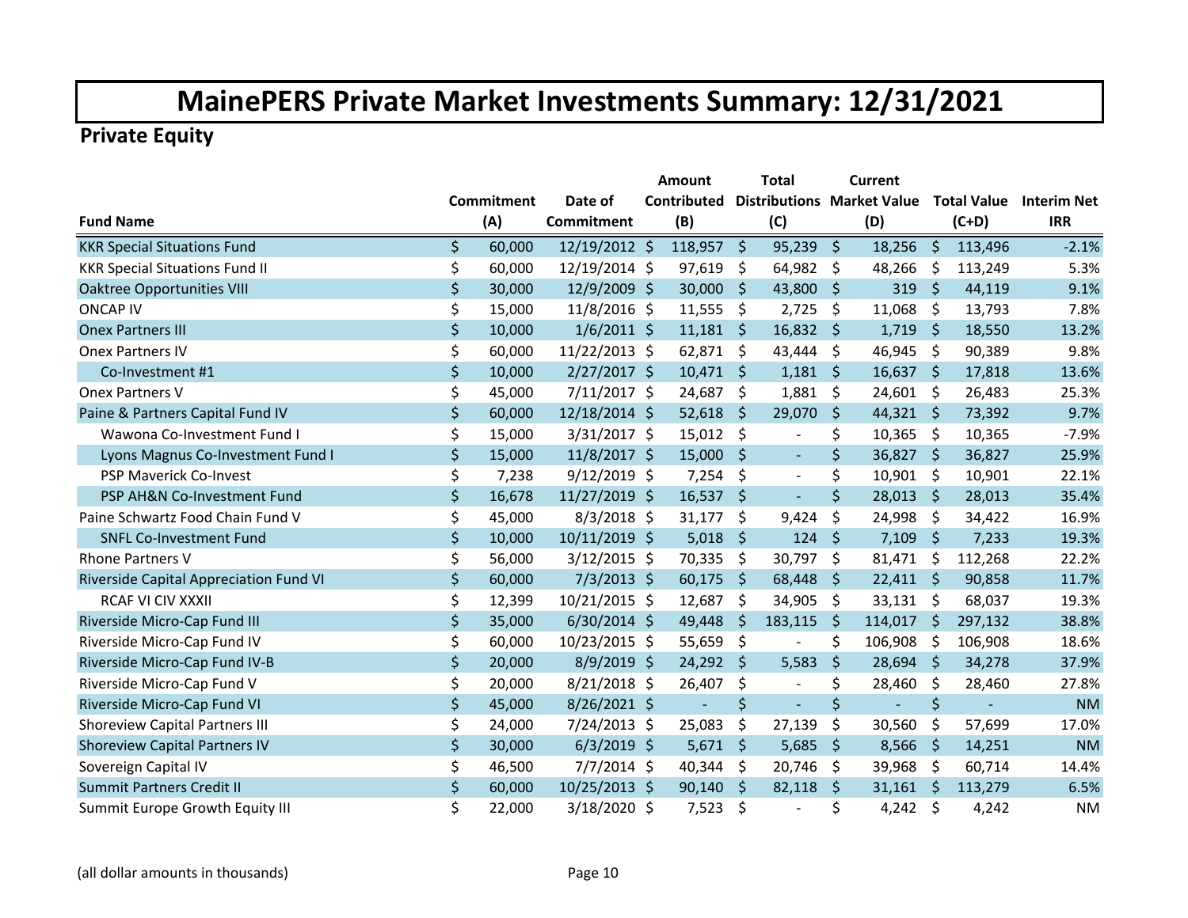# MainePERS Private Market Investments Summary: 12/31/2021

## Private Equity

| Fund Name | Commitment (A) | Date of Commitment | Amount Contributed (B) | Total Distributions (C) | Current Market Value (D) | Total Value (C+D) | Interim Net IRR |
|---|---|---|---|---|---|---|---|
| KKR Special Situations Fund | $ 60,000 | 12/19/2012 | $ 118,957 | $ 95,239 | $ 18,256 | $ 113,496 | -2.1% |
| KKR Special Situations Fund II | $ 60,000 | 12/19/2014 | $ 97,619 | $ 64,982 | $ 48,266 | $ 113,249 | 5.3% |
| Oaktree Opportunities VIII | $ 30,000 | 12/9/2009 | $ 30,000 | $ 43,800 | $ 319 | $ 44,119 | 9.1% |
| ONCAP IV | $ 15,000 | 11/8/2016 | $ 11,555 | $ 2,725 | $ 11,068 | $ 13,793 | 7.8% |
| Onex Partners III | $ 10,000 | 1/6/2011 | $ 11,181 | $ 16,832 | $ 1,719 | $ 18,550 | 13.2% |
| Onex Partners IV | $ 60,000 | 11/22/2013 | $ 62,871 | $ 43,444 | $ 46,945 | $ 90,389 | 9.8% |
| Co-Investment #1 | $ 10,000 | 2/27/2017 | $ 10,471 | $ 1,181 | $ 16,637 | $ 17,818 | 13.6% |
| Onex Partners V | $ 45,000 | 7/11/2017 | $ 24,687 | $ 1,881 | $ 24,601 | $ 26,483 | 25.3% |
| Paine & Partners Capital Fund IV | $ 60,000 | 12/18/2014 | $ 52,618 | $ 29,070 | $ 44,321 | $ 73,392 | 9.7% |
| Wawona Co-Investment Fund I | $ 15,000 | 3/31/2017 | $ 15,012 | $ - | $ 10,365 | $ 10,365 | -7.9% |
| Lyons Magnus Co-Investment Fund I | $ 15,000 | 11/8/2017 | $ 15,000 | $ - | $ 36,827 | $ 36,827 | 25.9% |
| PSP Maverick Co-Invest | $ 7,238 | 9/12/2019 | $ 7,254 | $ - | $ 10,901 | $ 10,901 | 22.1% |
| PSP AH&N Co-Investment Fund | $ 16,678 | 11/27/2019 | $ 16,537 | $ - | $ 28,013 | $ 28,013 | 35.4% |
| Paine Schwartz Food Chain Fund V | $ 45,000 | 8/3/2018 | $ 31,177 | $ 9,424 | $ 24,998 | $ 34,422 | 16.9% |
| SNFL Co-Investment Fund | $ 10,000 | 10/11/2019 | $ 5,018 | $ 124 | $ 7,109 | $ 7,233 | 19.3% |
| Rhone Partners V | $ 56,000 | 3/12/2015 | $ 70,335 | $ 30,797 | $ 81,471 | $ 112,268 | 22.2% |
| Riverside Capital Appreciation Fund VI | $ 60,000 | 7/3/2013 | $ 60,175 | $ 68,448 | $ 22,411 | $ 90,858 | 11.7% |
| RCAF VI CIV XXXII | $ 12,399 | 10/21/2015 | $ 12,687 | $ 34,905 | $ 33,131 | $ 68,037 | 19.3% |
| Riverside Micro-Cap Fund III | $ 35,000 | 6/30/2014 | $ 49,448 | $ 183,115 | $ 114,017 | $ 297,132 | 38.8% |
| Riverside Micro-Cap Fund IV | $ 60,000 | 10/23/2015 | $ 55,659 | $ - | $ 106,908 | $ 106,908 | 18.6% |
| Riverside Micro-Cap Fund IV-B | $ 20,000 | 8/9/2019 | $ 24,292 | $ 5,583 | $ 28,694 | $ 34,278 | 37.9% |
| Riverside Micro-Cap Fund V | $ 20,000 | 8/21/2018 | $ 26,407 | $ - | $ 28,460 | $ 28,460 | 27.8% |
| Riverside Micro-Cap Fund VI | $ 45,000 | 8/26/2021 | $ - | $ - | $ - | $ - | NM |
| Shoreview Capital Partners III | $ 24,000 | 7/24/2013 | $ 25,083 | $ 27,139 | $ 30,560 | $ 57,699 | 17.0% |
| Shoreview Capital Partners IV | $ 30,000 | 6/3/2019 | $ 5,671 | $ 5,685 | $ 8,566 | $ 14,251 | NM |
| Sovereign Capital IV | $ 46,500 | 7/7/2014 | $ 40,344 | $ 20,746 | $ 39,968 | $ 60,714 | 14.4% |
| Summit Partners Credit II | $ 60,000 | 10/25/2013 | $ 90,140 | $ 82,118 | $ 31,161 | $ 113,279 | 6.5% |
| Summit Europe Growth Equity III | $ 22,000 | 3/18/2020 | $ 7,523 | $ - | $ 4,242 | $ 4,242 | NM |

(all dollar amounts in thousands)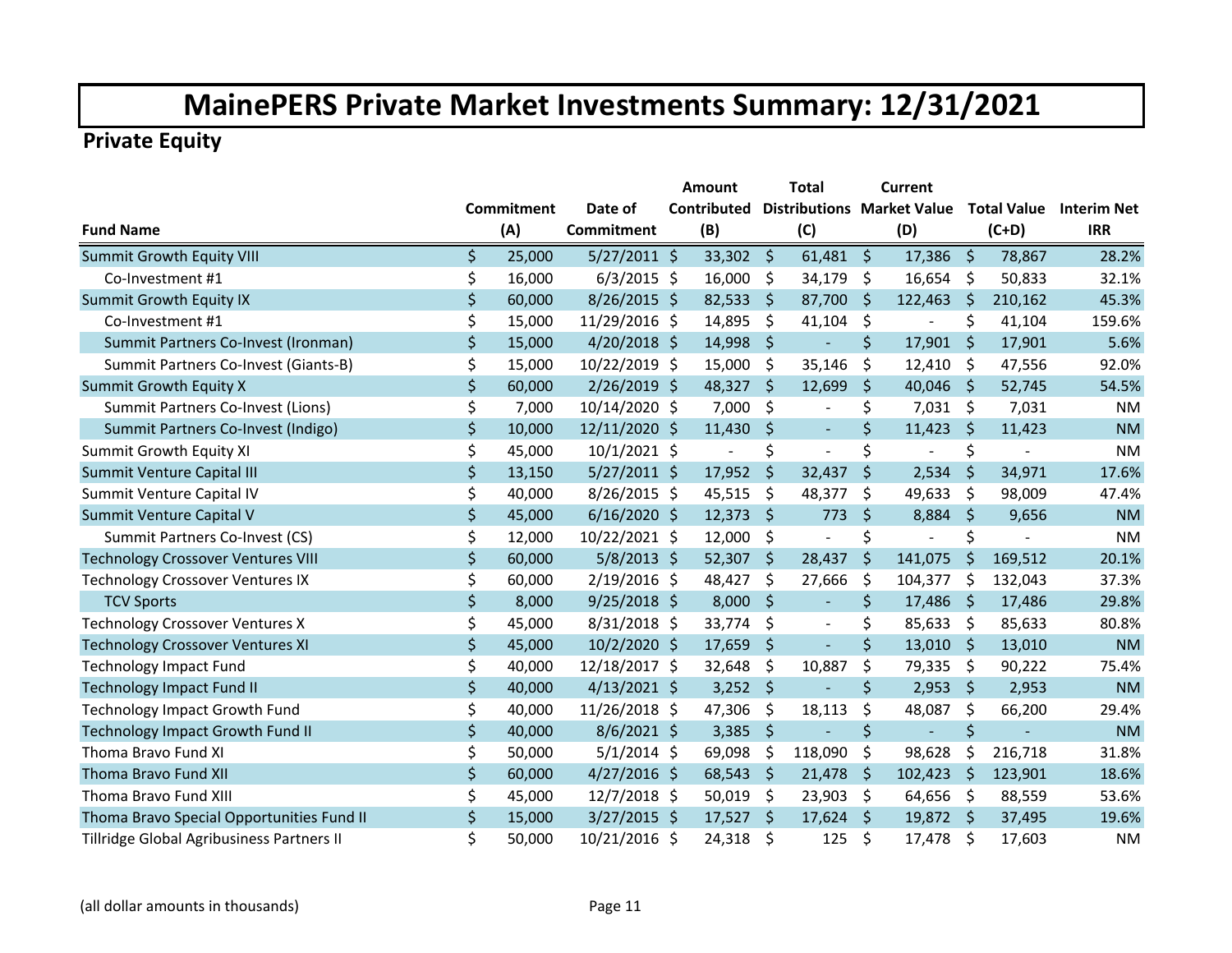# MainePERS Private Market Investments Summary: 12/31/2021

## Private Equity

| Fund Name | Commitment (A) | Date of Commitment | Amount Contributed (B) | Total Distributions (C) | Current Market Value (D) | Total Value (C+D) | Interim Net IRR |
|---|---|---|---|---|---|---|---|
| Summit Growth Equity VIII | $ 25,000 | 5/27/2011 | $ 33,302 | $ 61,481 | $ 17,386 | $ 78,867 | 28.2% |
| Co-Investment #1 | $ 16,000 | 6/3/2015 | $ 16,000 | $ 34,179 | $ 16,654 | $ 50,833 | 32.1% |
| Summit Growth Equity IX | $ 60,000 | 8/26/2015 | $ 82,533 | $ 87,700 | $ 122,463 | $ 210,162 | 45.3% |
| Co-Investment #1 | $ 15,000 | 11/29/2016 | $ 14,895 | $ 41,104 | $ - | $ 41,104 | 159.6% |
| Summit Partners Co-Invest (Ironman) | $ 15,000 | 4/20/2018 | $ 14,998 | $ - | $ 17,901 | $ 17,901 | 5.6% |
| Summit Partners Co-Invest (Giants-B) | $ 15,000 | 10/22/2019 | $ 15,000 | $ 35,146 | $ 12,410 | $ 47,556 | 92.0% |
| Summit Growth Equity X | $ 60,000 | 2/26/2019 | $ 48,327 | $ 12,699 | $ 40,046 | $ 52,745 | 54.5% |
| Summit Partners Co-Invest (Lions) | $ 7,000 | 10/14/2020 | $ 7,000 | $ - | $ 7,031 | $ 7,031 | NM |
| Summit Partners Co-Invest (Indigo) | $ 10,000 | 12/11/2020 | $ 11,430 | $ - | $ 11,423 | $ 11,423 | NM |
| Summit Growth Equity XI | $ 45,000 | 10/1/2021 | $ - | $ - | $ - | $ - | NM |
| Summit Venture Capital III | $ 13,150 | 5/27/2011 | $ 17,952 | $ 32,437 | $ 2,534 | $ 34,971 | 17.6% |
| Summit Venture Capital IV | $ 40,000 | 8/26/2015 | $ 45,515 | $ 48,377 | $ 49,633 | $ 98,009 | 47.4% |
| Summit Venture Capital V | $ 45,000 | 6/16/2020 | $ 12,373 | $ 773 | $ 8,884 | $ 9,656 | NM |
| Summit Partners Co-Invest (CS) | $ 12,000 | 10/22/2021 | $ 12,000 | $ - | $ - | $ - | NM |
| Technology Crossover Ventures VIII | $ 60,000 | 5/8/2013 | $ 52,307 | $ 28,437 | $ 141,075 | $ 169,512 | 20.1% |
| Technology Crossover Ventures IX | $ 60,000 | 2/19/2016 | $ 48,427 | $ 27,666 | $ 104,377 | $ 132,043 | 37.3% |
| TCV Sports | $ 8,000 | 9/25/2018 | $ 8,000 | $ - | $ 17,486 | $ 17,486 | 29.8% |
| Technology Crossover Ventures X | $ 45,000 | 8/31/2018 | $ 33,774 | $ - | $ 85,633 | $ 85,633 | 80.8% |
| Technology Crossover Ventures XI | $ 45,000 | 10/2/2020 | $ 17,659 | $ - | $ 13,010 | $ 13,010 | NM |
| Technology Impact Fund | $ 40,000 | 12/18/2017 | $ 32,648 | $ 10,887 | $ 79,335 | $ 90,222 | 75.4% |
| Technology Impact Fund II | $ 40,000 | 4/13/2021 | $ 3,252 | $ - | $ 2,953 | $ 2,953 | NM |
| Technology Impact Growth Fund | $ 40,000 | 11/26/2018 | $ 47,306 | $ 18,113 | $ 48,087 | $ 66,200 | 29.4% |
| Technology Impact Growth Fund II | $ 40,000 | 8/6/2021 | $ 3,385 | $ - | $ - | $ - | NM |
| Thoma Bravo Fund XI | $ 50,000 | 5/1/2014 | $ 69,098 | $ 118,090 | $ 98,628 | $ 216,718 | 31.8% |
| Thoma Bravo Fund XII | $ 60,000 | 4/27/2016 | $ 68,543 | $ 21,478 | $ 102,423 | $ 123,901 | 18.6% |
| Thoma Bravo Fund XIII | $ 45,000 | 12/7/2018 | $ 50,019 | $ 23,903 | $ 64,656 | $ 88,559 | 53.6% |
| Thoma Bravo Special Opportunities Fund II | $ 15,000 | 3/27/2015 | $ 17,527 | $ 17,624 | $ 19,872 | $ 37,495 | 19.6% |
| Tillridge Global Agribusiness Partners II | $ 50,000 | 10/21/2016 | $ 24,318 | $ 125 | $ 17,478 | $ 17,603 | NM |

(all dollar amounts in thousands)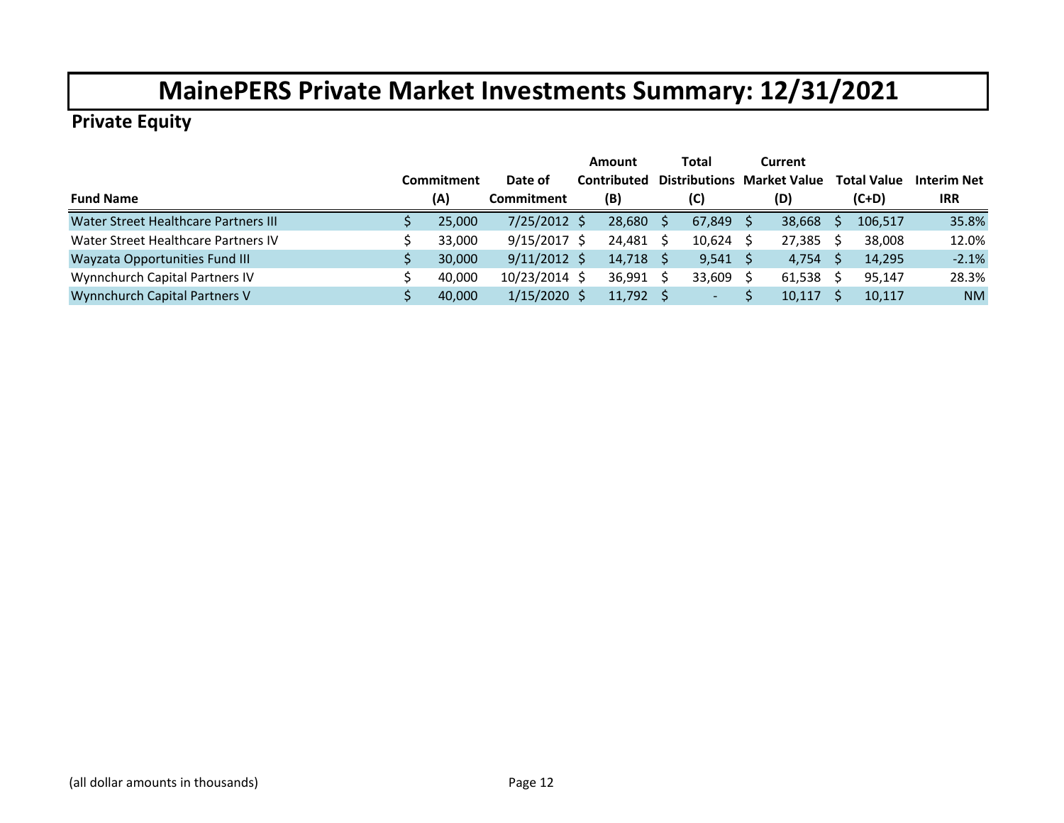# MainePERS Private Market Investments Summary: 12/31/2021

## Private Equity

| Fund Name | Commitment (A) | Date of Commitment | Amount Contributed (B) | Total Distributions (C) | Current Market Value (D) | Total Value (C+D) | Interim Net IRR |
|---|---|---|---|---|---|---|---|
| Water Street Healthcare Partners III | $ 25,000 | 7/25/2012 | $ 28,680 | $ 67,849 | $ 38,668 | $ 106,517 | 35.8% |
| Water Street Healthcare Partners IV | $ 33,000 | 9/15/2017 | $ 24,481 | $ 10,624 | $ 27,385 | $ 38,008 | 12.0% |
| Wayzata Opportunities Fund III | $ 30,000 | 9/11/2012 | $ 14,718 | $ 9,541 | $ 4,754 | $ 14,295 | -2.1% |
| Wynnchurch Capital Partners IV | $ 40,000 | 10/23/2014 | $ 36,991 | $ 33,609 | $ 61,538 | $ 95,147 | 28.3% |
| Wynnchurch Capital Partners V | $ 40,000 | 1/15/2020 | $ 11,792 | $ - | $ 10,117 | $ 10,117 | NM |

(all dollar amounts in thousands)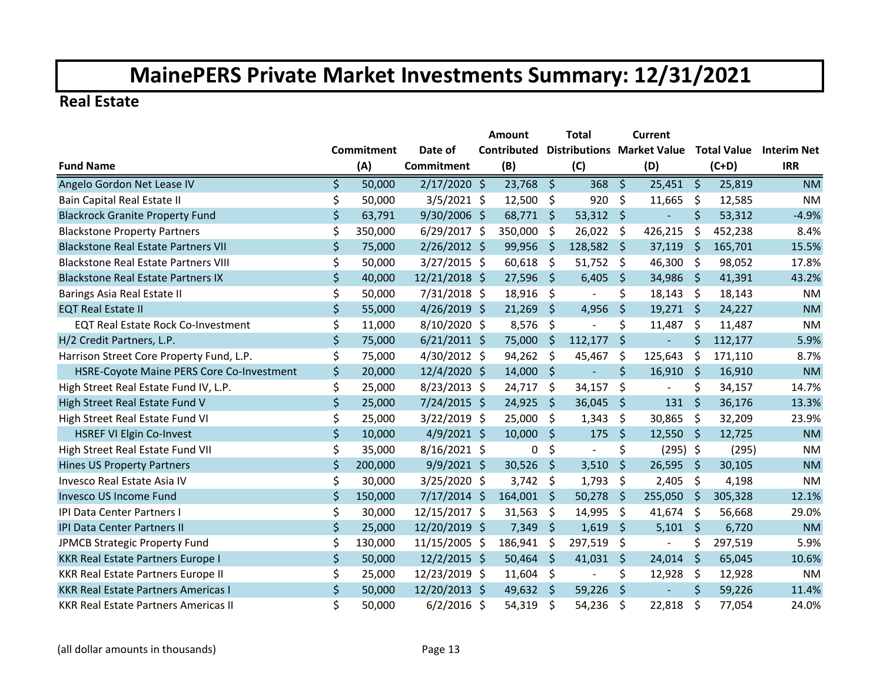# MainePERS Private Market Investments Summary: 12/31/2021

## Real Estate

| Fund Name | Commitment (A) | Date of Commitment | Amount Contributed (B) | Total Distributions (C) | Current Market Value (D) | Total Value (C+D) | Interim Net IRR |
|---|---|---|---|---|---|---|---|
| Angelo Gordon Net Lease IV | $ 50,000 | 2/17/2020 | $ 23,768 | $ 368 | $ 25,451 | $ 25,819 | NM |
| Bain Capital Real Estate II | $ 50,000 | 3/5/2021 | $ 12,500 | $ 920 | $ 11,665 | $ 12,585 | NM |
| Blackrock Granite Property Fund | $ 63,791 | 9/30/2006 | $ 68,771 | $ 53,312 | $ - | $ 53,312 | -4.9% |
| Blackstone Property Partners | $ 350,000 | 6/29/2017 | $ 350,000 | $ 26,022 | $ 426,215 | $ 452,238 | 8.4% |
| Blackstone Real Estate Partners VII | $ 75,000 | 2/26/2012 | $ 99,956 | $ 128,582 | $ 37,119 | $ 165,701 | 15.5% |
| Blackstone Real Estate Partners VIII | $ 50,000 | 3/27/2015 | $ 60,618 | $ 51,752 | $ 46,300 | $ 98,052 | 17.8% |
| Blackstone Real Estate Partners IX | $ 40,000 | 12/21/2018 | $ 27,596 | $ 6,405 | $ 34,986 | $ 41,391 | 43.2% |
| Barings Asia Real Estate II | $ 50,000 | 7/31/2018 | $ 18,916 | $ - | $ 18,143 | $ 18,143 | NM |
| EQT Real Estate II | $ 55,000 | 4/26/2019 | $ 21,269 | $ 4,956 | $ 19,271 | $ 24,227 | NM |
| EQT Real Estate Rock Co-Investment | $ 11,000 | 8/10/2020 | $ 8,576 | $ - | $ 11,487 | $ 11,487 | NM |
| H/2 Credit Partners, L.P. | $ 75,000 | 6/21/2011 | $ 75,000 | $ 112,177 | $ - | $ 112,177 | 5.9% |
| Harrison Street Core Property Fund, L.P. | $ 75,000 | 4/30/2012 | $ 94,262 | $ 45,467 | $ 125,643 | $ 171,110 | 8.7% |
| HSRE-Coyote Maine PERS Core Co-Investment | $ 20,000 | 12/4/2020 | $ 14,000 | $ - | $ 16,910 | $ 16,910 | NM |
| High Street Real Estate Fund IV, L.P. | $ 25,000 | 8/23/2013 | $ 24,717 | $ 34,157 | $ - | $ 34,157 | 14.7% |
| High Street Real Estate Fund V | $ 25,000 | 7/24/2015 | $ 24,925 | $ 36,045 | $ 131 | $ 36,176 | 13.3% |
| High Street Real Estate Fund VI | $ 25,000 | 3/22/2019 | $ 25,000 | $ 1,343 | $ 30,865 | $ 32,209 | 23.9% |
| HSREF VI Elgin Co-Invest | $ 10,000 | 4/9/2021 | $ 10,000 | $ 175 | $ 12,550 | $ 12,725 | NM |
| High Street Real Estate Fund VII | $ 35,000 | 8/16/2021 | $ 0 | $ - | $ (295) | $ (295) | NM |
| Hines US Property Partners | $ 200,000 | 9/9/2021 | $ 30,526 | $ 3,510 | $ 26,595 | $ 30,105 | NM |
| Invesco Real Estate Asia IV | $ 30,000 | 3/25/2020 | $ 3,742 | $ 1,793 | $ 2,405 | $ 4,198 | NM |
| Invesco US Income Fund | $ 150,000 | 7/17/2014 | $ 164,001 | $ 50,278 | $ 255,050 | $ 305,328 | 12.1% |
| IPI Data Center Partners I | $ 30,000 | 12/15/2017 | $ 31,563 | $ 14,995 | $ 41,674 | $ 56,668 | 29.0% |
| IPI Data Center Partners II | $ 25,000 | 12/20/2019 | $ 7,349 | $ 1,619 | $ 5,101 | $ 6,720 | NM |
| JPMCB Strategic Property Fund | $ 130,000 | 11/15/2005 | $ 186,941 | $ 297,519 | $ - | $ 297,519 | 5.9% |
| KKR Real Estate Partners Europe I | $ 50,000 | 12/2/2015 | $ 50,464 | $ 41,031 | $ 24,014 | $ 65,045 | 10.6% |
| KKR Real Estate Partners Europe II | $ 25,000 | 12/23/2019 | $ 11,604 | $ - | $ 12,928 | $ 12,928 | NM |
| KKR Real Estate Partners Americas I | $ 50,000 | 12/20/2013 | $ 49,632 | $ 59,226 | $ - | $ 59,226 | 11.4% |
| KKR Real Estate Partners Americas II | $ 50,000 | 6/2/2016 | $ 54,319 | $ 54,236 | $ 22,818 | $ 77,054 | 24.0% |

(all dollar amounts in thousands)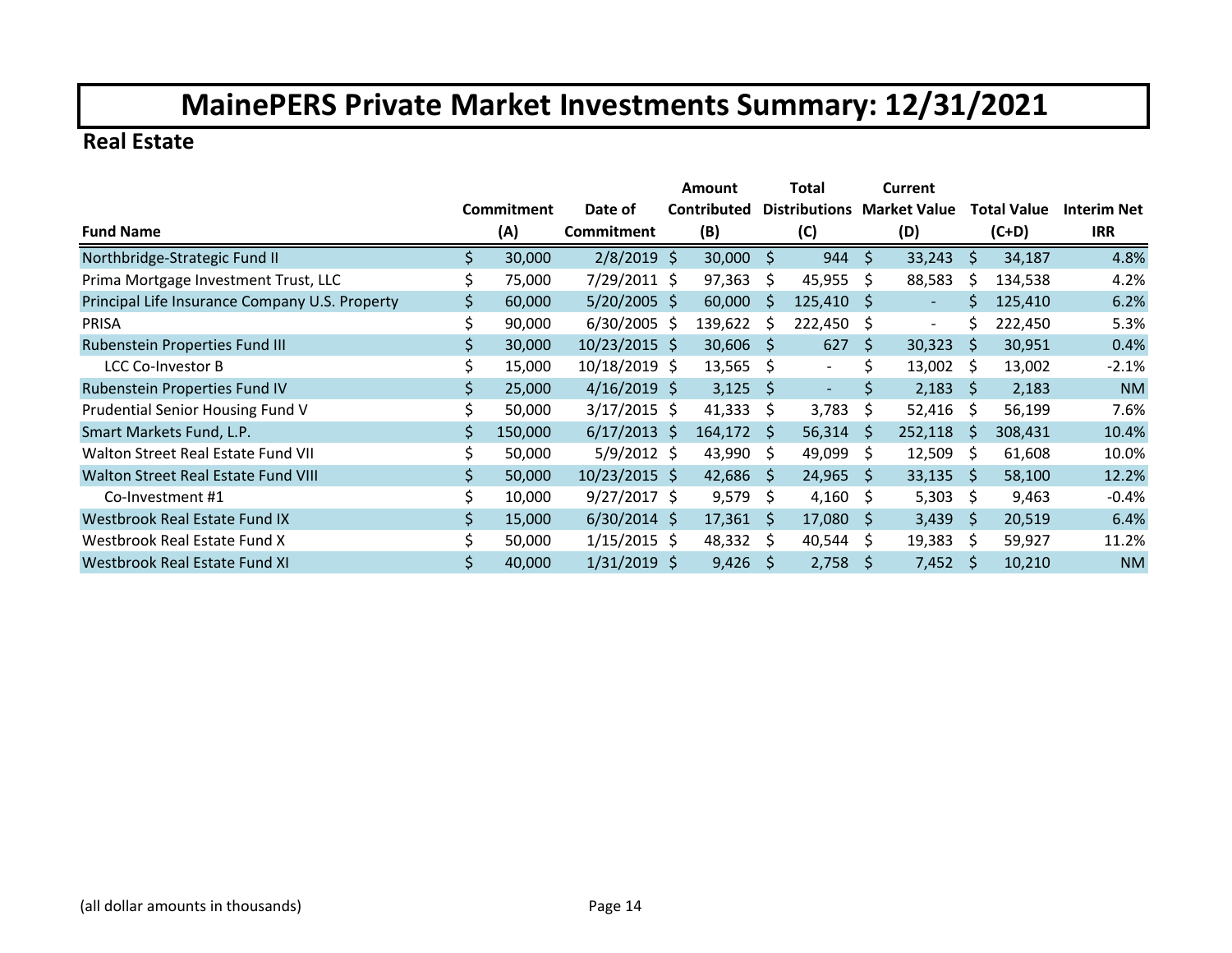# MainePERS Private Market Investments Summary: 12/31/2021

## Real Estate

| Fund Name | Commitment (A) | Date of Commitment | Amount Contributed (B) | Total Distributions (C) | Current Market Value (D) | Total Value (C+D) | Interim Net IRR |
|---|---|---|---|---|---|---|---|
| Northbridge-Strategic Fund II | $ 30,000 | 2/8/2019 | $ 30,000 | $ 944 | $ 33,243 | $ 34,187 | 4.8% |
| Prima Mortgage Investment Trust, LLC | $ 75,000 | 7/29/2011 | $ 97,363 | $ 45,955 | $ 88,583 | $ 134,538 | 4.2% |
| Principal Life Insurance Company U.S. Property | $ 60,000 | 5/20/2005 | $ 60,000 | $ 125,410 | $ - | $ 125,410 | 6.2% |
| PRISA | $ 90,000 | 6/30/2005 | $ 139,622 | $ 222,450 | $ - | $ 222,450 | 5.3% |
| Rubenstein Properties Fund III | $ 30,000 | 10/23/2015 | $ 30,606 | $ 627 | $ 30,323 | $ 30,951 | 0.4% |
| LCC Co-Investor B | $ 15,000 | 10/18/2019 | $ 13,565 | $ - | $ 13,002 | $ 13,002 | -2.1% |
| Rubenstein Properties Fund IV | $ 25,000 | 4/16/2019 | $ 3,125 | $ - | $ 2,183 | $ 2,183 | NM |
| Prudential Senior Housing Fund V | $ 50,000 | 3/17/2015 | $ 41,333 | $ 3,783 | $ 52,416 | $ 56,199 | 7.6% |
| Smart Markets Fund, L.P. | $ 150,000 | 6/17/2013 | $ 164,172 | $ 56,314 | $ 252,118 | $ 308,431 | 10.4% |
| Walton Street Real Estate Fund VII | $ 50,000 | 5/9/2012 | $ 43,990 | $ 49,099 | $ 12,509 | $ 61,608 | 10.0% |
| Walton Street Real Estate Fund VIII | $ 50,000 | 10/23/2015 | $ 42,686 | $ 24,965 | $ 33,135 | $ 58,100 | 12.2% |
| Co-Investment #1 | $ 10,000 | 9/27/2017 | $ 9,579 | $ 4,160 | $ 5,303 | $ 9,463 | -0.4% |
| Westbrook Real Estate Fund IX | $ 15,000 | 6/30/2014 | $ 17,361 | $ 17,080 | $ 3,439 | $ 20,519 | 6.4% |
| Westbrook Real Estate Fund X | $ 50,000 | 1/15/2015 | $ 48,332 | $ 40,544 | $ 19,383 | $ 59,927 | 11.2% |
| Westbrook Real Estate Fund XI | $ 40,000 | 1/31/2019 | $ 9,426 | $ 2,758 | $ 7,452 | $ 10,210 | NM |

(all dollar amounts in thousands)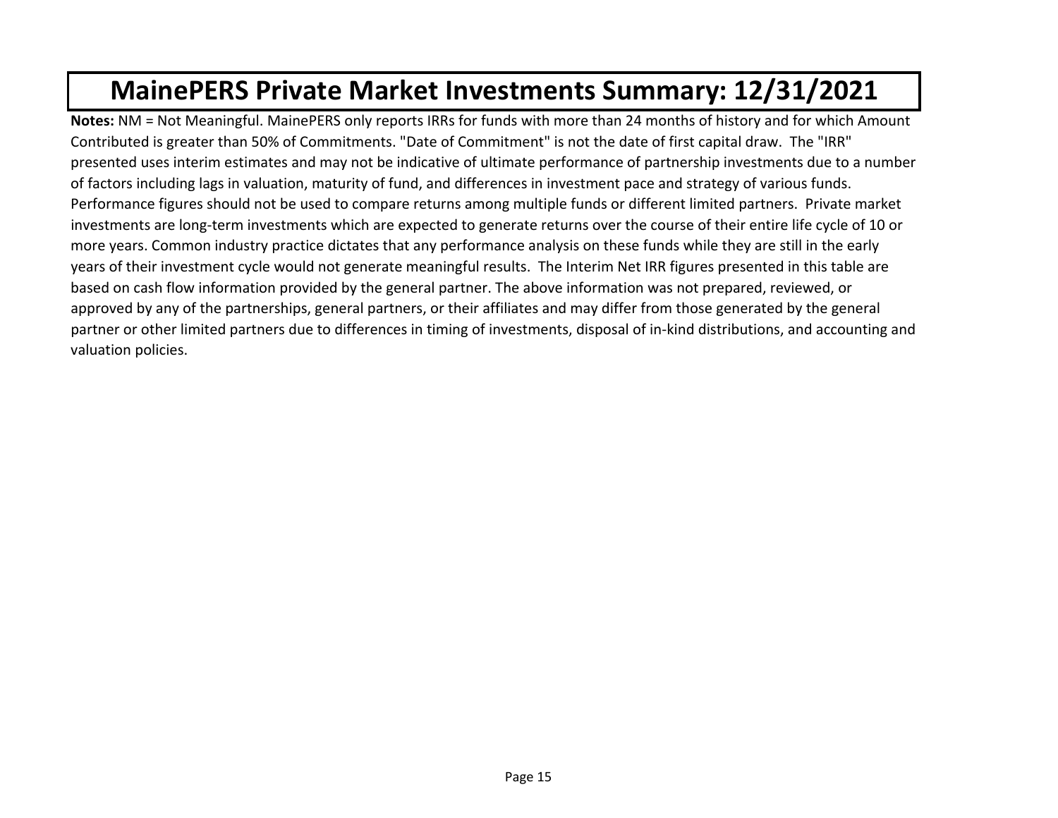# MainePERS Private Market Investments Summary: 12/31/2021

**Notes:** NM = Not Meaningful. MainePERS only reports IRRs for funds with more than 24 months of history and for which Amount Contributed is greater than 50% of Commitments. "Date of Commitment" is not the date of first capital draw. The "IRR" presented uses interim estimates and may not be indicative of ultimate performance of partnership investments due to a number of factors including lags in valuation, maturity of fund, and differences in investment pace and strategy of various funds. Performance figures should not be used to compare returns among multiple funds or different limited partners. Private market investments are long-term investments which are expected to generate returns over the course of their entire life cycle of 10 or more years. Common industry practice dictates that any performance analysis on these funds while they are still in the early years of their investment cycle would not generate meaningful results. The Interim Net IRR figures presented in this table are based on cash flow information provided by the general partner. The above information was not prepared, reviewed, or approved by any of the partnerships, general partners, or their affiliates and may differ from those generated by the general partner or other limited partners due to differences in timing of investments, disposal of in-kind distributions, and accounting and valuation policies.